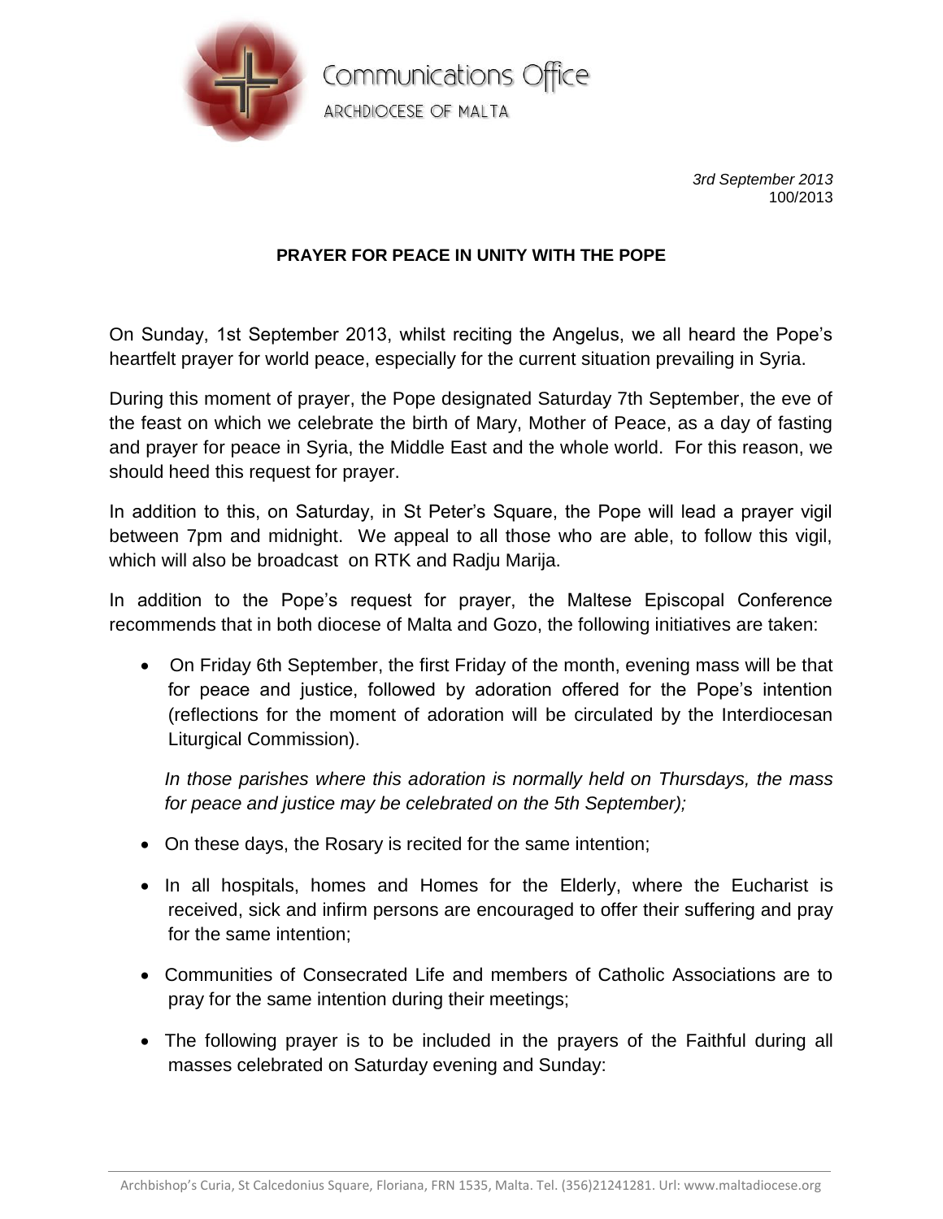Communications Office

ARCHDIOCESE OF MALTA

*3rd September 2013*
100/2013

**PRAYER FOR PEACE IN UNITY WITH THE POPE**

On Sunday, 1st September 2013, whilst reciting the Angelus, we all heard the Pope's heartfelt prayer for world peace, especially for the current situation prevailing in Syria.

During this moment of prayer, the Pope designated Saturday 7th September, the eve of the feast on which we celebrate the birth of Mary, Mother of Peace, as a day of fasting and prayer for peace in Syria, the Middle East and the whole world. For this reason, we should heed this request for prayer.

In addition to this, on Saturday, in St Peter's Square, the Pope will lead a prayer vigil between 7pm and midnight. We appeal to all those who are able, to follow this vigil, which will also be broadcast on RTK and Radju Marija.

In addition to the Pope's request for prayer, the Maltese Episcopal Conference recommends that in both diocese of Malta and Gozo, the following initiatives are taken:

- On Friday 6th September, the first Friday of the month, evening mass will be that for peace and justice, followed by adoration offered for the Pope's intention (reflections for the moment of adoration will be circulated by the Interdiocesan Liturgical Commission).

  *In those parishes where this adoration is normally held on Thursdays, the mass for peace and justice may be celebrated on the 5th September);*

- On these days, the Rosary is recited for the same intention;
- In all hospitals, homes and Homes for the Elderly, where the Eucharist is received, sick and infirm persons are encouraged to offer their suffering and pray for the same intention;
- Communities of Consecrated Life and members of Catholic Associations are to pray for the same intention during their meetings;
- The following prayer is to be included in the prayers of the Faithful during all masses celebrated on Saturday evening and Sunday: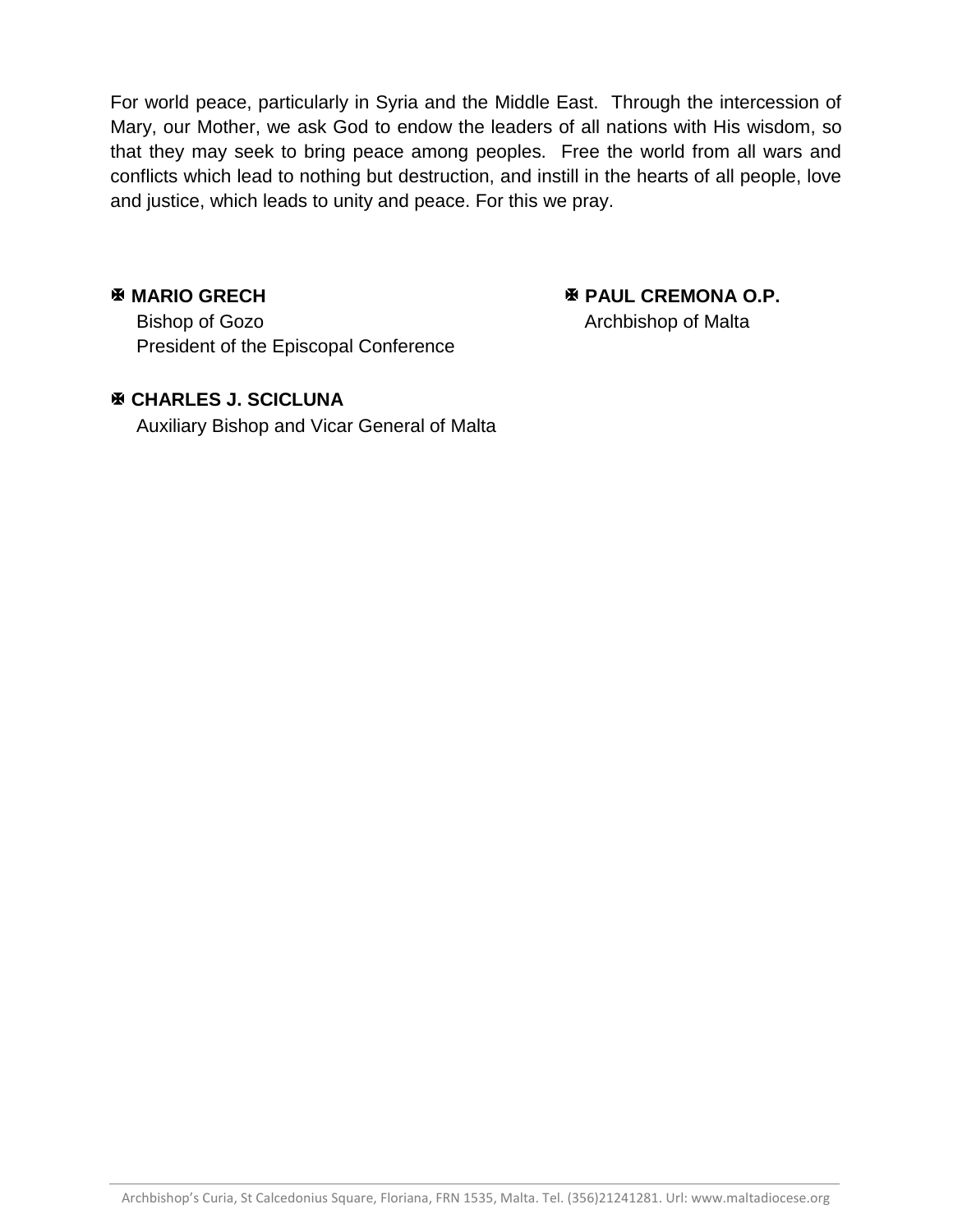For world peace, particularly in Syria and the Middle East. Through the intercession of Mary, our Mother, we ask God to endow the leaders of all nations with His wisdom, so that they may seek to bring peace among peoples. Free the world from all wars and conflicts which lead to nothing but destruction, and instill in the hearts of all people, love and justice, which leads to unity and peace. For this we pray.

✠ **MARIO GRECH**
Bishop of Gozo
President of the Episcopal Conference

✠ **PAUL CREMONA O.P.**
Archbishop of Malta

✠ **CHARLES J. SCICLUNA**
Auxiliary Bishop and Vicar General of Malta

Archbishop's Curia, St Calcedonius Square, Floriana, FRN 1535, Malta. Tel. (356)21241281. Url: www.maltadiocese.org